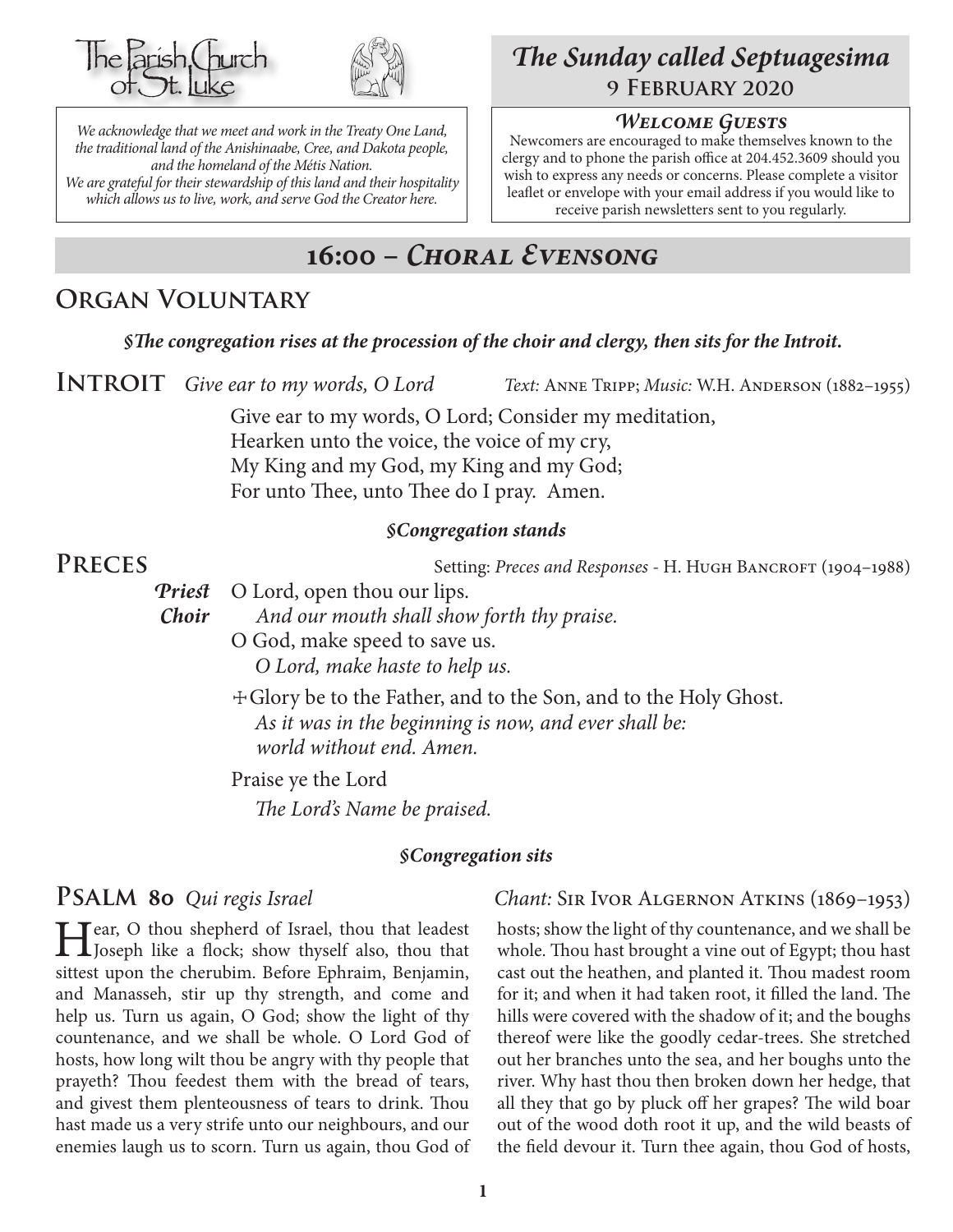The Parish Church of St. Luke

*We acknowledge that we meet and work in the Treaty One Land, the traditional land of the Anishinaabe, Cree, and Dakota people, and the homeland of the Métis Nation. We are grateful for their stewardship of this land and their hospitality which allows us to live, work, and serve God the Creator here.*

# *The Sunday called Septuagesima*
## 9 February 2020

### *Welcome Guests*

Newcomers are encouraged to make themselves known to the clergy and to phone the parish office at 204.452.3609 should you wish to express any needs or concerns. Please complete a visitor leaflet or envelope with your email address if you would like to receive parish newsletters sent to you regularly.

# 16:00 – *Choral Evensong*

## Organ Voluntary

***§The congregation rises at the procession of the choir and clergy, then sits for the Introit.***

## Introit *Give ear to my words, O Lord*

*Text:* Anne Tripp; *Music:* W.H. Anderson (1882–1955)

Give ear to my words, O Lord; Consider my meditation,
Hearken unto the voice, the voice of my cry,
My King and my God, my King and my God;
For unto Thee, unto Thee do I pray. Amen.

***§Congregation stands***

## Preces

Setting: *Preces and Responses* - H. Hugh Bancroft (1904–1988)

***Priest*** O Lord, open thou our lips.
***Choir*** *And our mouth shall show forth thy praise.*
O God, make speed to save us.
*O Lord, make haste to help us.*

☩Glory be to the Father, and to the Son, and to the Holy Ghost.
*As it was in the beginning is now, and ever shall be: world without end. Amen.*

Praise ye the Lord
*The Lord's Name be praised.*

***§Congregation sits***

## Psalm 80 *Qui regis Israel*

*Chant:* Sir Ivor Algernon Atkins (1869–1953)

Hear, O thou shepherd of Israel, thou that leadest Joseph like a flock; show thyself also, thou that sittest upon the cherubim. Before Ephraim, Benjamin, and Manasseh, stir up thy strength, and come and help us. Turn us again, O God; show the light of thy countenance, and we shall be whole. O Lord God of hosts, how long wilt thou be angry with thy people that prayeth? Thou feedest them with the bread of tears, and givest them plenteousness of tears to drink. Thou hast made us a very strife unto our neighbours, and our enemies laugh us to scorn. Turn us again, thou God of hosts; show the light of thy countenance, and we shall be whole. Thou hast brought a vine out of Egypt; thou hast cast out the heathen, and planted it. Thou madest room for it; and when it had taken root, it filled the land. The hills were covered with the shadow of it; and the boughs thereof were like the goodly cedar-trees. She stretched out her branches unto the sea, and her boughs unto the river. Why hast thou then broken down her hedge, that all they that go by pluck off her grapes? The wild boar out of the wood doth root it up, and the wild beasts of the field devour it. Turn thee again, thou God of hosts,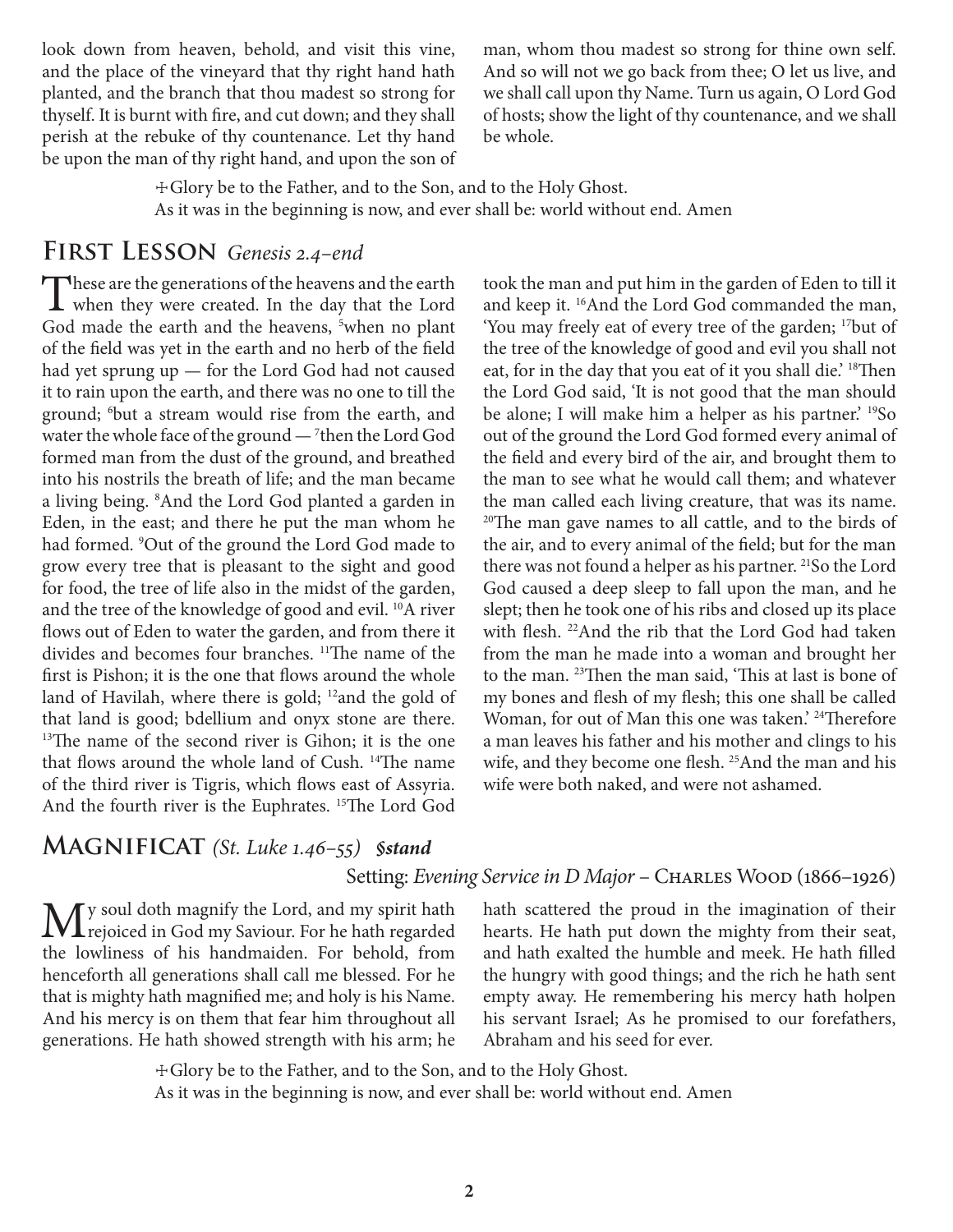look down from heaven, behold, and visit this vine, and the place of the vineyard that thy right hand hath planted, and the branch that thou madest so strong for thyself. It is burnt with fire, and cut down; and they shall perish at the rebuke of thy countenance. Let thy hand be upon the man of thy right hand, and upon the son of man, whom thou madest so strong for thine own self. And so will not we go back from thee; O let us live, and we shall call upon thy Name. Turn us again, O Lord God of hosts; show the light of thy countenance, and we shall be whole.

☩Glory be to the Father, and to the Son, and to the Holy Ghost.
As it was in the beginning is now, and ever shall be: world without end. Amen

## First Lesson *Genesis 2.4–end*

These are the generations of the heavens and the earth when they were created. In the day that the Lord God made the earth and the heavens, [5]when no plant of the field was yet in the earth and no herb of the field had yet sprung up — for the Lord God had not caused it to rain upon the earth, and there was no one to till the ground; [6]but a stream would rise from the earth, and water the whole face of the ground — [7]then the Lord God formed man from the dust of the ground, and breathed into his nostrils the breath of life; and the man became a living being. [8]And the Lord God planted a garden in Eden, in the east; and there he put the man whom he had formed. [9]Out of the ground the Lord God made to grow every tree that is pleasant to the sight and good for food, the tree of life also in the midst of the garden, and the tree of the knowledge of good and evil. [10]A river flows out of Eden to water the garden, and from there it divides and becomes four branches. [11]The name of the first is Pishon; it is the one that flows around the whole land of Havilah, where there is gold; [12]and the gold of that land is good; bdellium and onyx stone are there. [13]The name of the second river is Gihon; it is the one that flows around the whole land of Cush. [14]The name of the third river is Tigris, which flows east of Assyria. And the fourth river is the Euphrates. [15]The Lord God took the man and put him in the garden of Eden to till it and keep it. [16]And the Lord God commanded the man, 'You may freely eat of every tree of the garden; [17]but of the tree of the knowledge of good and evil you shall not eat, for in the day that you eat of it you shall die.' [18]Then the Lord God said, 'It is not good that the man should be alone; I will make him a helper as his partner.' [19]So out of the ground the Lord God formed every animal of the field and every bird of the air, and brought them to the man to see what he would call them; and whatever the man called each living creature, that was its name. [20]The man gave names to all cattle, and to the birds of the air, and to every animal of the field; but for the man there was not found a helper as his partner. [21]So the Lord God caused a deep sleep to fall upon the man, and he slept; then he took one of his ribs and closed up its place with flesh. [22]And the rib that the Lord God had taken from the man he made into a woman and brought her to the man. [23]Then the man said, 'This at last is bone of my bones and flesh of my flesh; this one shall be called Woman, for out of Man this one was taken.' [24]Therefore a man leaves his father and his mother and clings to his wife, and they become one flesh. [25]And the man and his wife were both naked, and were not ashamed.

## Magnificat *(St. Luke 1.46–55)* ***§stand***

Setting: *Evening Service in D Major* – Charles Wood (1866–1926)

My soul doth magnify the Lord, and my spirit hath rejoiced in God my Saviour. For he hath regarded the lowliness of his handmaiden. For behold, from henceforth all generations shall call me blessed. For he that is mighty hath magnified me; and holy is his Name. And his mercy is on them that fear him throughout all generations. He hath showed strength with his arm; he hath scattered the proud in the imagination of their hearts. He hath put down the mighty from their seat, and hath exalted the humble and meek. He hath filled the hungry with good things; and the rich he hath sent empty away. He remembering his mercy hath holpen his servant Israel; As he promised to our forefathers, Abraham and his seed for ever.

☩Glory be to the Father, and to the Son, and to the Holy Ghost.
As it was in the beginning is now, and ever shall be: world without end. Amen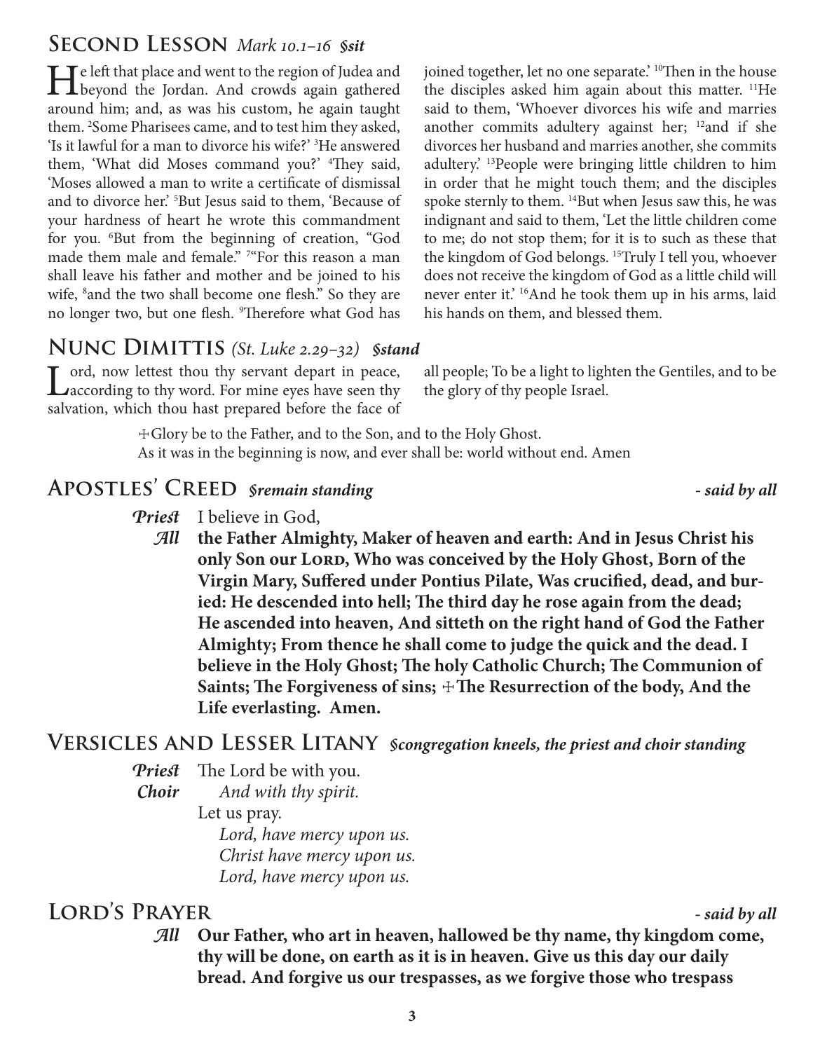## Second Lesson *Mark 10.1–16 §sit*

He left that place and went to the region of Judea and beyond the Jordan. And crowds again gathered around him; and, as was his custom, he again taught them. [2]Some Pharisees came, and to test him they asked, 'Is it lawful for a man to divorce his wife?' [3]He answered them, 'What did Moses command you?' [4]They said, 'Moses allowed a man to write a certificate of dismissal and to divorce her.' [5]But Jesus said to them, 'Because of your hardness of heart he wrote this commandment for you. [6]But from the beginning of creation, "God made them male and female." [7]"For this reason a man shall leave his father and mother and be joined to his wife, [8]and the two shall become one flesh." So they are no longer two, but one flesh. [9]Therefore what God has joined together, let no one separate.' [10]Then in the house the disciples asked him again about this matter. [11]He said to them, 'Whoever divorces his wife and marries another commits adultery against her; [12]and if she divorces her husband and marries another, she commits adultery.' [13]People were bringing little children to him in order that he might touch them; and the disciples spoke sternly to them. [14]But when Jesus saw this, he was indignant and said to them, 'Let the little children come to me; do not stop them; for it is to such as these that the kingdom of God belongs. [15]Truly I tell you, whoever does not receive the kingdom of God as a little child will never enter it.' [16]And he took them up in his arms, laid his hands on them, and blessed them.

## Nunc Dimittis *(St. Luke 2.29–32) §stand*

Lord, now lettest thou thy servant depart in peace, according to thy word. For mine eyes have seen thy salvation, which thou hast prepared before the face of all people; To be a light to lighten the Gentiles, and to be the glory of thy people Israel.

☩Glory be to the Father, and to the Son, and to the Holy Ghost.
As it was in the beginning is now, and ever shall be: world without end. Amen

## Apostles' Creed *§remain standing* *- said by all*

*Priest* I believe in God,

*All* **the Father Almighty, Maker of heaven and earth: And in Jesus Christ his only Son our Lord, Who was conceived by the Holy Ghost, Born of the Virgin Mary, Suffered under Pontius Pilate, Was crucified, dead, and buried: He descended into hell; The third day he rose again from the dead; He ascended into heaven, And sitteth on the right hand of God the Father Almighty; From thence he shall come to judge the quick and the dead. I believe in the Holy Ghost; The holy Catholic Church; The Communion of Saints; The Forgiveness of sins; ☩The Resurrection of the body, And the Life everlasting. Amen.**

## Versicles and Lesser Litany *§congregation kneels, the priest and choir standing*

*Priest* The Lord be with you.
*Choir* *And with thy spirit.*
Let us pray.
*Lord, have mercy upon us.*
*Christ have mercy upon us.*
*Lord, have mercy upon us.*

## Lord's Prayer *- said by all*

*All* **Our Father, who art in heaven, hallowed be thy name, thy kingdom come, thy will be done, on earth as it is in heaven. Give us this day our daily bread. And forgive us our trespasses, as we forgive those who trespass**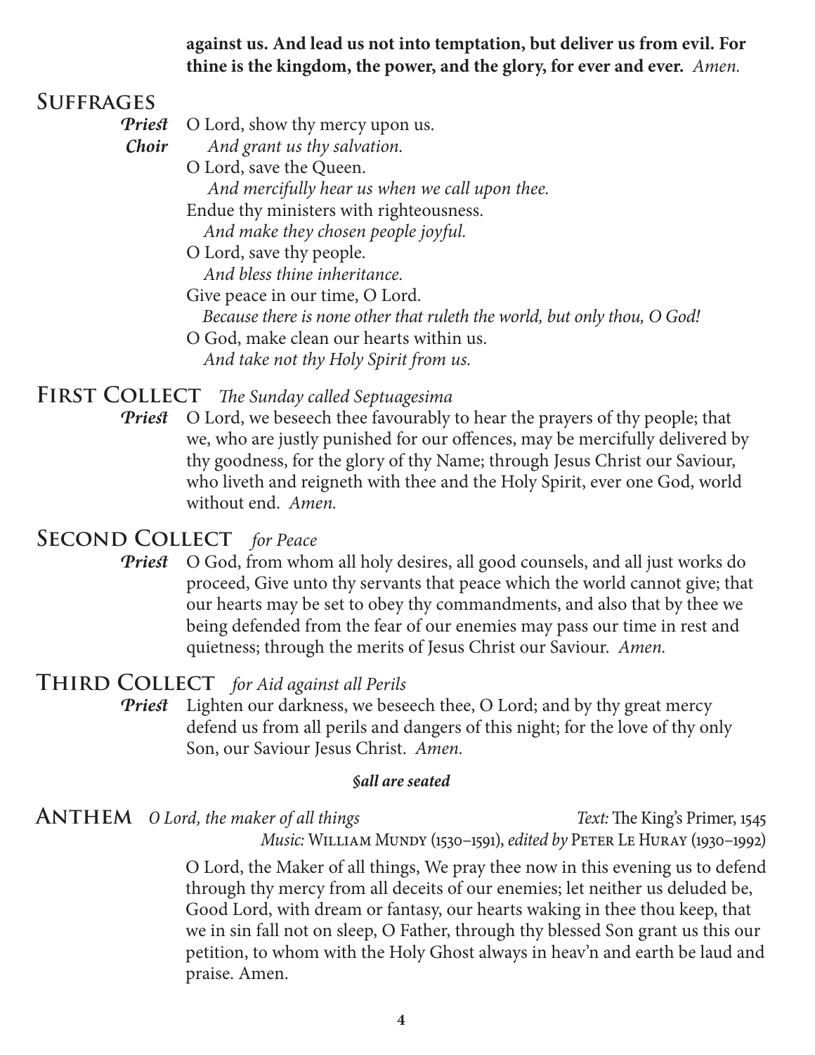**against us. And lead us not into temptation, but deliver us from evil. For thine is the kingdom, the power, and the glory, for ever and ever.** *Amen.*

## Suffrages

***Priest*** O Lord, show thy mercy upon us.
***Choir*** *And grant us thy salvation.*
O Lord, save the Queen.
*And mercifully hear us when we call upon thee.*
Endue thy ministers with righteousness.
*And make they chosen people joyful.*
O Lord, save thy people.
*And bless thine inheritance.*
Give peace in our time, O Lord.
*Because there is none other that ruleth the world, but only thou, O God!*
O God, make clean our hearts within us.
*And take not thy Holy Spirit from us.*

## First Collect *The Sunday called Septuagesima*

***Priest*** O Lord, we beseech thee favourably to hear the prayers of thy people; that we, who are justly punished for our offences, may be mercifully delivered by thy goodness, for the glory of thy Name; through Jesus Christ our Saviour, who liveth and reigneth with thee and the Holy Spirit, ever one God, world without end. *Amen.*

## Second Collect *for Peace*

***Priest*** O God, from whom all holy desires, all good counsels, and all just works do proceed, Give unto thy servants that peace which the world cannot give; that our hearts may be set to obey thy commandments, and also that by thee we being defended from the fear of our enemies may pass our time in rest and quietness; through the merits of Jesus Christ our Saviour. *Amen.*

## Third Collect *for Aid against all Perils*

***Priest*** Lighten our darkness, we beseech thee, O Lord; and by thy great mercy defend us from all perils and dangers of this night; for the love of thy only Son, our Saviour Jesus Christ. *Amen.*

***§all are seated***

## Anthem *O Lord, the maker of all things*

*Text:* The King's Primer, 1545
*Music:* William Mundy (1530–1591), *edited by* Peter Le Huray (1930–1992)

O Lord, the Maker of all things, We pray thee now in this evening us to defend through thy mercy from all deceits of our enemies; let neither us deluded be, Good Lord, with dream or fantasy, our hearts waking in thee thou keep, that we in sin fall not on sleep, O Father, through thy blessed Son grant us this our petition, to whom with the Holy Ghost always in heav'n and earth be laud and praise. Amen.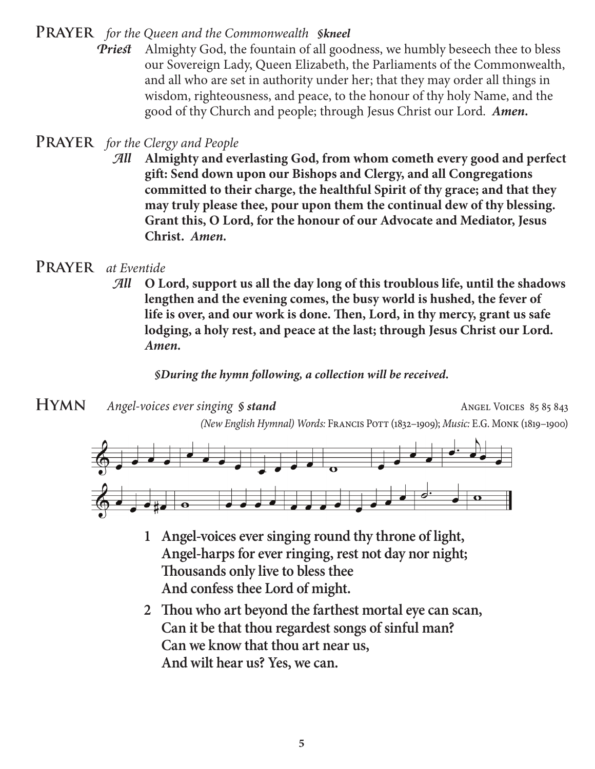## PRAYER *for the Queen and the Commonwealth* ***§kneel***

***Priest*** Almighty God, the fountain of all goodness, we humbly beseech thee to bless our Sovereign Lady, Queen Elizabeth, the Parliaments of the Commonwealth, and all who are set in authority under her; that they may order all things in wisdom, righteousness, and peace, to the honour of thy holy Name, and the good of thy Church and people; through Jesus Christ our Lord. ***Amen.***

## PRAYER *for the Clergy and People*

***All*** **Almighty and everlasting God, from whom cometh every good and perfect gift: Send down upon our Bishops and Clergy, and all Congregations committed to their charge, the healthful Spirit of thy grace; and that they may truly please thee, pour upon them the continual dew of thy blessing. Grant this, O Lord, for the honour of our Advocate and Mediator, Jesus Christ.** ***Amen.***

## PRAYER *at Eventide*

***All*** **O Lord, support us all the day long of this troublous life, until the shadows lengthen and the evening comes, the busy world is hushed, the fever of life is over, and our work is done. Then, Lord, in thy mercy, grant us safe lodging, a holy rest, and peace at the last; through Jesus Christ our Lord.** ***Amen.***

***§During the hymn following, a collection will be received.***

## HYMN *Angel-voices ever singing* ***§ stand*** ANGEL VOICES 85 85 843

*(New English Hymnal) Words:* FRANCIS POTT (1832–1909); *Music:* E.G. MONK (1819–1900)

**1 Angel-voices ever singing round thy throne of light,**
**Angel-harps for ever ringing, rest not day nor night;**
**Thousands only live to bless thee**
**And confess thee Lord of might.**

**2 Thou who art beyond the farthest mortal eye can scan,**
**Can it be that thou regardest songs of sinful man?**
**Can we know that thou art near us,**
**And wilt hear us? Yes, we can.**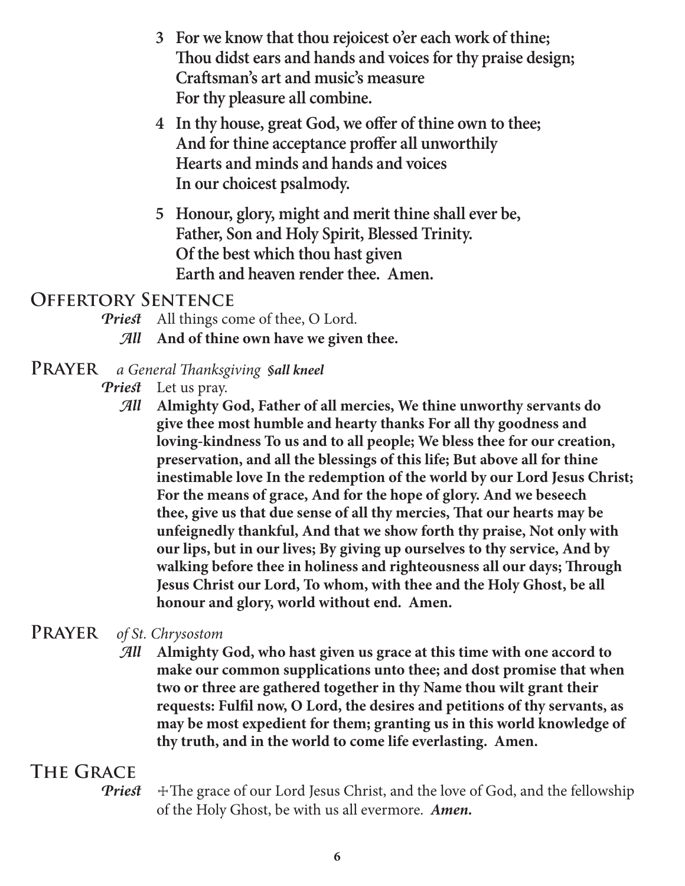**3 For we know that thou rejoicest o'er each work of thine;**
**Thou didst ears and hands and voices for thy praise design;**
**Craftsman's art and music's measure**
**For thy pleasure all combine.**

**4 In thy house, great God, we offer of thine own to thee;**
**And for thine acceptance proffer all unworthily**
**Hearts and minds and hands and voices**
**In our choicest psalmody.**

**5 Honour, glory, might and merit thine shall ever be,**
**Father, Son and Holy Spirit, Blessed Trinity.**
**Of the best which thou hast given**
**Earth and heaven render thee. Amen.**

## Offertory Sentence

***Priest*** All things come of thee, O Lord.

***All*** **And of thine own have we given thee.**

## Prayer *a General Thanksgiving* ***§all kneel***

***Priest*** Let us pray.

***All*** **Almighty God, Father of all mercies, We thine unworthy servants do give thee most humble and hearty thanks For all thy goodness and loving-kindness To us and to all people; We bless thee for our creation, preservation, and all the blessings of this life; But above all for thine inestimable love In the redemption of the world by our Lord Jesus Christ; For the means of grace, And for the hope of glory. And we beseech thee, give us that due sense of all thy mercies, That our hearts may be unfeignedly thankful, And that we show forth thy praise, Not only with our lips, but in our lives; By giving up ourselves to thy service, And by walking before thee in holiness and righteousness all our days; Through Jesus Christ our Lord, To whom, with thee and the Holy Ghost, be all honour and glory, world without end. Amen.**

## Prayer *of St. Chrysostom*

***All*** **Almighty God, who hast given us grace at this time with one accord to make our common supplications unto thee; and dost promise that when two or three are gathered together in thy Name thou wilt grant their requests: Fulfil now, O Lord, the desires and petitions of thy servants, as may be most expedient for them; granting us in this world knowledge of thy truth, and in the world to come life everlasting. Amen.**

## The Grace

***Priest*** ☩The grace of our Lord Jesus Christ, and the love of God, and the fellowship of the Holy Ghost, be with us all evermore. ***Amen.***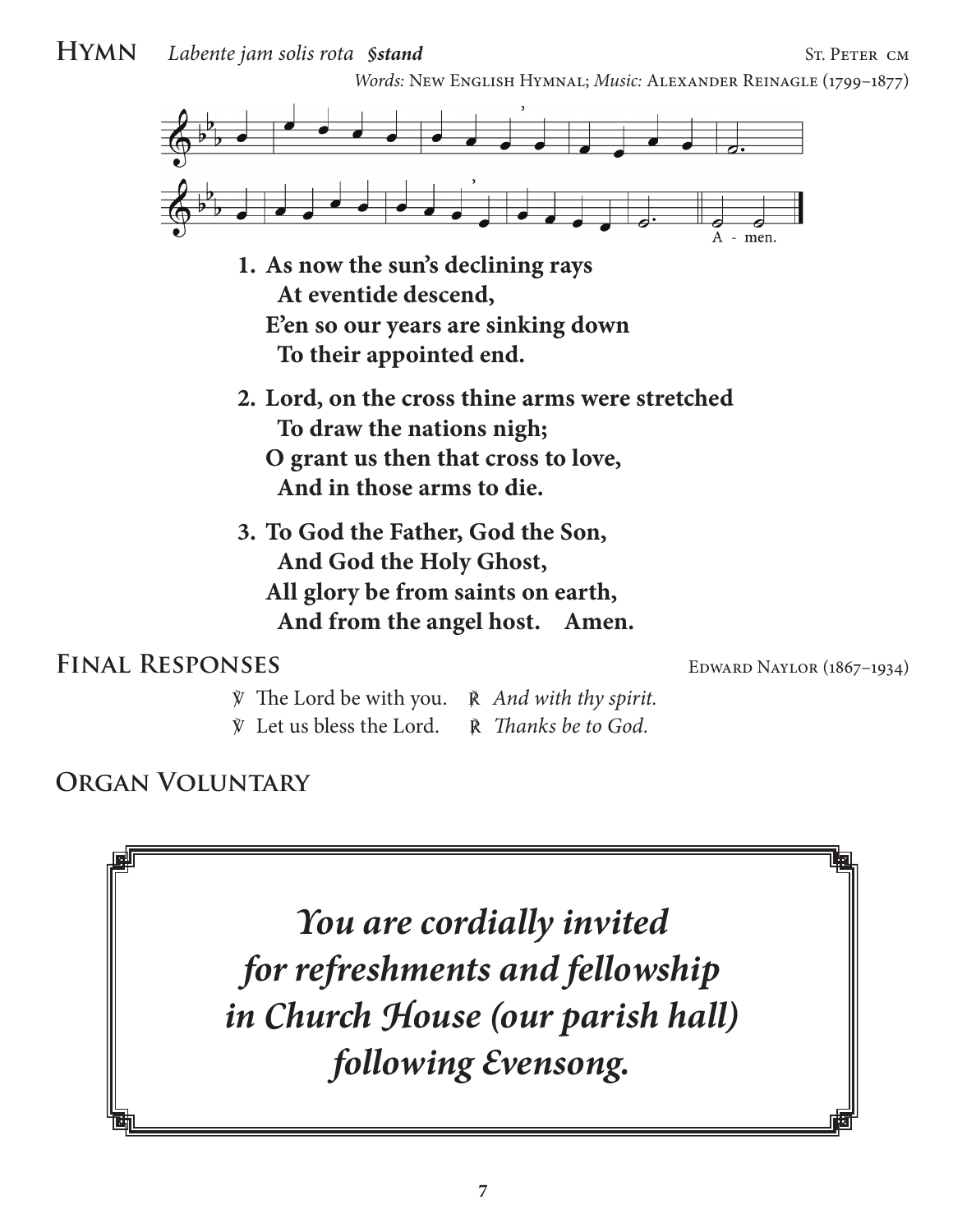## Hymn *Labente jam solis rota* ***§stand***

St. Peter cm

*Words:* New English Hymnal; *Music:* Alexander Reinagle (1799–1877)

**1. As now the sun's declining rays**
**At eventide descend,**
**E'en so our years are sinking down**
**To their appointed end.**

**2. Lord, on the cross thine arms were stretched**
**To draw the nations nigh;**
**O grant us then that cross to love,**
**And in those arms to die.**

**3. To God the Father, God the Son,**
**And God the Holy Ghost,**
**All glory be from saints on earth,**
**And from the angel host. Amen.**

## Final Responses

Edward Naylor (1867–1934)

℣ The Lord be with you. ℟ *And with thy spirit.*
℣ Let us bless the Lord. ℟ *Thanks be to God.*

## Organ Voluntary

***You are cordially invited for refreshments and fellowship in Church House (our parish hall) following Evensong.***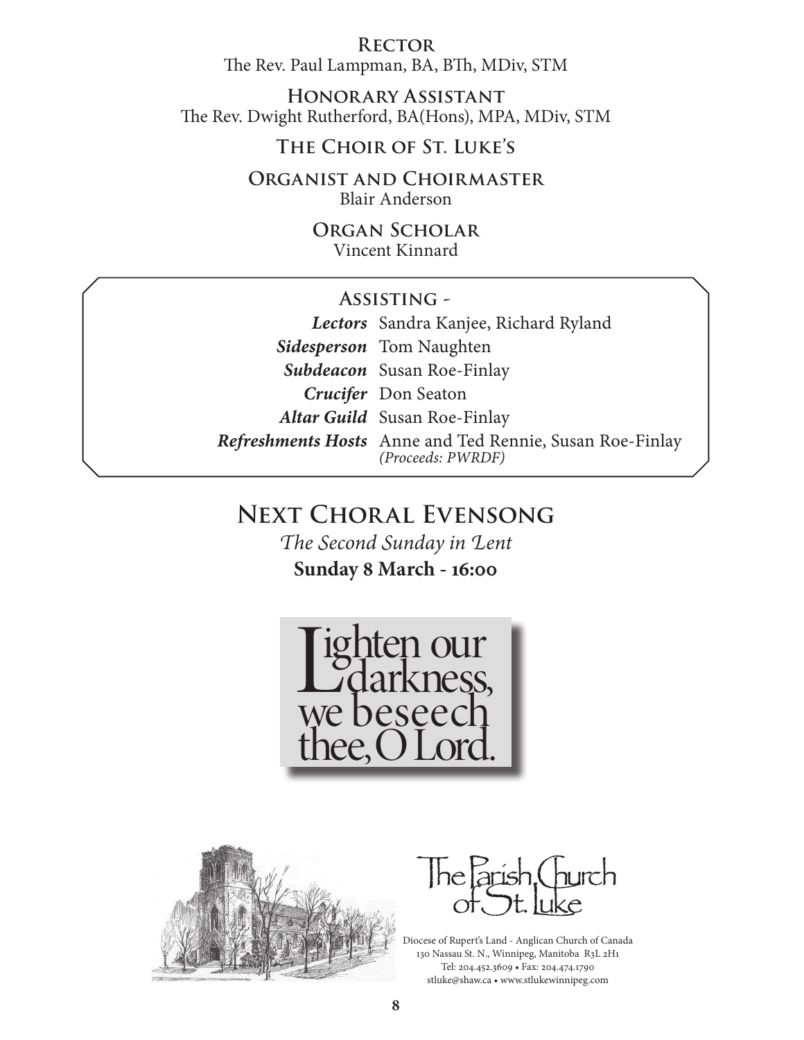**Rector**
The Rev. Paul Lampman, BA, BTh, MDiv, STM

**Honorary Assistant**
The Rev. Dwight Rutherford, BA(Hons), MPA, MDiv, STM

**The Choir of St. Luke's**

**Organist and Choirmaster**
Blair Anderson

**Organ Scholar**
Vincent Kinnard

**Assisting -**

| | |
|---|---|
| ***Lectors*** | Sandra Kanjee, Richard Ryland |
| ***Sidesperson*** | Tom Naughten |
| ***Subdeacon*** | Susan Roe-Finlay |
| ***Crucifer*** | Don Seaton |
| ***Altar Guild*** | Susan Roe-Finlay |
| ***Refreshments Hosts*** | Anne and Ted Rennie, Susan Roe-Finlay *(Proceeds: PWRDF)* |

## Next Choral Evensong

*The Second Sunday in Lent*

**Sunday 8 March - 16:00**

Lighten our darkness, we beseech thee, O Lord.

The Parish Church of St. Luke

Diocese of Rupert's Land - Anglican Church of Canada
130 Nassau St. N., Winnipeg, Manitoba R3L 2H1
Tel: 204.452.3609 • Fax: 204.474.1790
stluke@shaw.ca • www.stlukewinnipeg.com